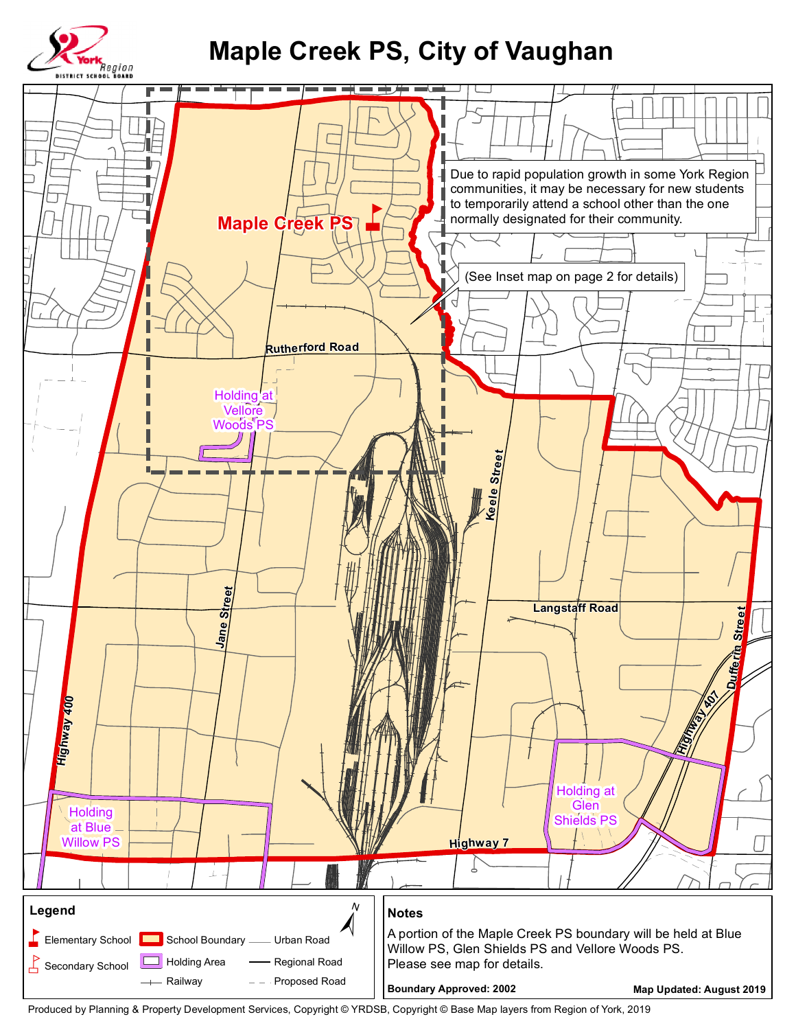# Maple Creek PS, City of Vaughan

Maple Creek PS

Due to rapid population growth in some York Region communities, it may be necessary for new students to temporarily attend a school other than the one normally designated for their community.

(See Inset map on page 2 for details)

Rutherford Road

Holding at Vellore Woods PS

Keele Street

Jane Street

Langstaff Road

Dufferin Street

Highway 400

Highway 407

Holding at Glen Shields PS

Holding at Blue Willow PS

Highway 7

**Legend**

- Elementary School
- Secondary School
- School Boundary
- Holding Area
- Railway
- Urban Road
- Regional Road
- Proposed Road

**Notes**

A portion of the Maple Creek PS boundary will be held at Blue Willow PS, Glen Shields PS and Vellore Woods PS.
Please see map for details.

**Boundary Approved: 2002**

**Map Updated: August 2019**

Produced by Planning & Property Development Services, Copyright © YRDSB, Copyright © Base Map layers from Region of York, 2019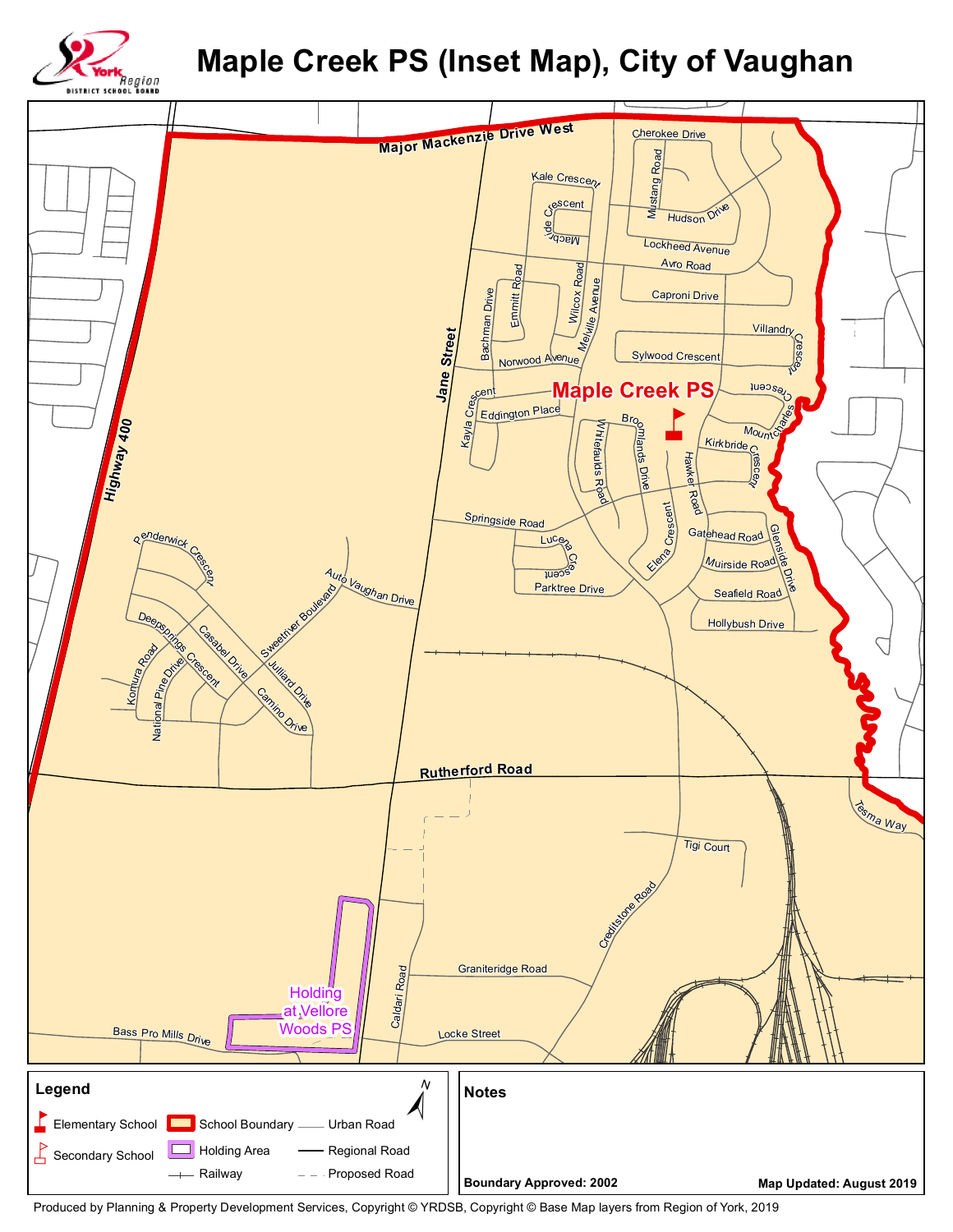# Maple Creek PS (Inset Map), City of Vaughan

Major Mackenzie Drive West
Cherokee Drive
Kale Crescent
Mustang Road
Hudson Drive
Macbride Crescent
Lockheed Avenue
Avro Road
Caproni Drive
Emmitt Road
Wilcox Road
Melville Avenue
Bachman Drive
Villandry Crescent
Sylwood Crescent
Norwood Avenue
Jane Street
Highway 400
Maple Creek PS
Kayla Crescent
Eddington Place
Mountcharles Crescent
Broomlands Drive
Whitefaulds Road
Hawker Road
Kirkbride Crescent
Springside Road
Elena Crescent
Gatehead Road
Glenside Drive
Lucena Crescent
Muirside Road
Parktree Drive
Seafield Road
Hollybush Drive
Penderwick Crescent
Auto Vaughan Drive
Sweetriver Boulevard
Deepsprings Crescent
Casabel Drive
Julliard Drive
Komura Road
National Pine Drive
Camino Drive
Rutherford Road
Tesma Way
Tigi Court
Creditstone Road
Caldari Road
Graniteridge Road
Holding at Vellore Woods PS
Bass Pro Mills Drive
Locke Street

## Legend

- Elementary School
- Secondary School
- School Boundary
- Holding Area
- Railway
- Urban Road
- Regional Road
- Proposed Road

N

## Notes

**Boundary Approved: 2002**

**Map Updated: August 2019**

Produced by Planning & Property Development Services, Copyright © YRDSB, Copyright © Base Map layers from Region of York, 2019